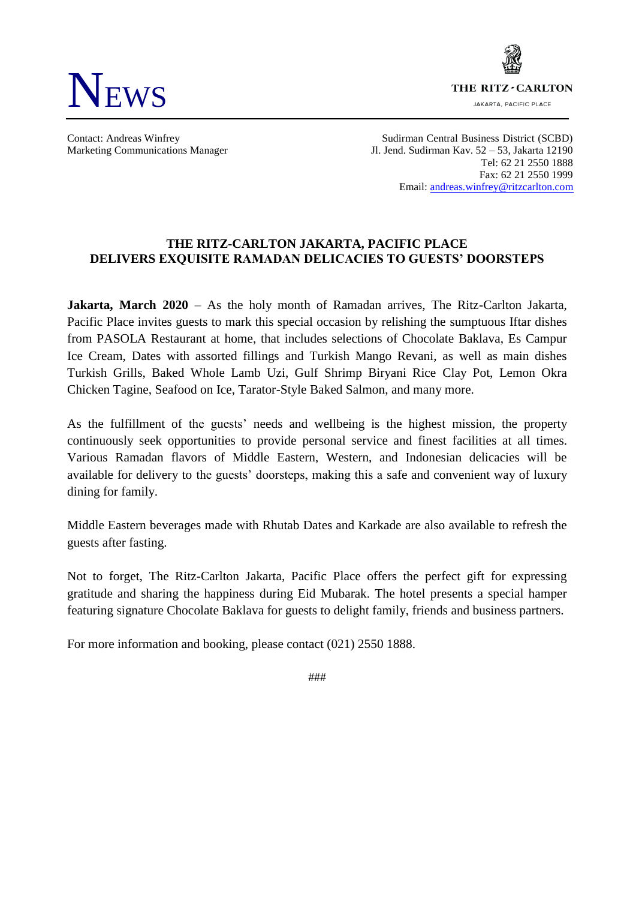# NEWS

THE RITZ-CARLTON
JAKARTA, PACIFIC PLACE

Contact: Andreas Winfrey
Marketing Communications Manager

Sudirman Central Business District (SCBD)
Jl. Jend. Sudirman Kav. 52 – 53, Jakarta 12190
Tel: 62 21 2550 1888
Fax: 62 21 2550 1999
Email: andreas.winfrey@ritzcarlton.com

## THE RITZ-CARLTON JAKARTA, PACIFIC PLACE DELIVERS EXQUISITE RAMADAN DELICACIES TO GUESTS' DOORSTEPS

**Jakarta, March 2020** – As the holy month of Ramadan arrives, The Ritz-Carlton Jakarta, Pacific Place invites guests to mark this special occasion by relishing the sumptuous Iftar dishes from PASOLA Restaurant at home, that includes selections of Chocolate Baklava, Es Campur Ice Cream, Dates with assorted fillings and Turkish Mango Revani, as well as main dishes Turkish Grills, Baked Whole Lamb Uzi, Gulf Shrimp Biryani Rice Clay Pot, Lemon Okra Chicken Tagine, Seafood on Ice, Tarator-Style Baked Salmon, and many more.

As the fulfillment of the guests' needs and wellbeing is the highest mission, the property continuously seek opportunities to provide personal service and finest facilities at all times. Various Ramadan flavors of Middle Eastern, Western, and Indonesian delicacies will be available for delivery to the guests' doorsteps, making this a safe and convenient way of luxury dining for family.

Middle Eastern beverages made with Rhutab Dates and Karkade are also available to refresh the guests after fasting.

Not to forget, The Ritz-Carlton Jakarta, Pacific Place offers the perfect gift for expressing gratitude and sharing the happiness during Eid Mubarak. The hotel presents a special hamper featuring signature Chocolate Baklava for guests to delight family, friends and business partners.

For more information and booking, please contact (021) 2550 1888.

###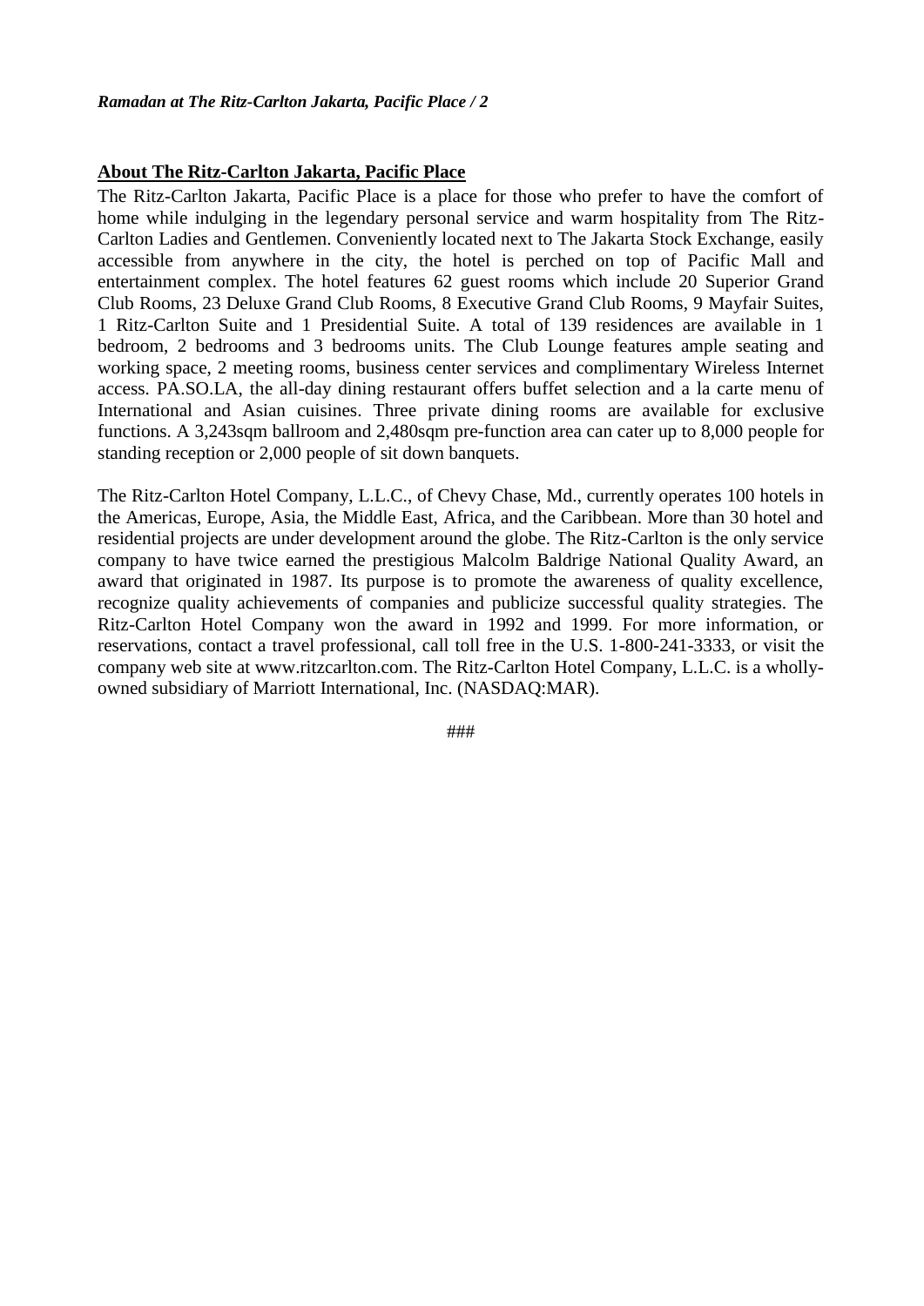## About The Ritz-Carlton Jakarta, Pacific Place

The Ritz-Carlton Jakarta, Pacific Place is a place for those who prefer to have the comfort of home while indulging in the legendary personal service and warm hospitality from The Ritz-Carlton Ladies and Gentlemen. Conveniently located next to The Jakarta Stock Exchange, easily accessible from anywhere in the city, the hotel is perched on top of Pacific Mall and entertainment complex. The hotel features 62 guest rooms which include 20 Superior Grand Club Rooms, 23 Deluxe Grand Club Rooms, 8 Executive Grand Club Rooms, 9 Mayfair Suites, 1 Ritz-Carlton Suite and 1 Presidential Suite. A total of 139 residences are available in 1 bedroom, 2 bedrooms and 3 bedrooms units. The Club Lounge features ample seating and working space, 2 meeting rooms, business center services and complimentary Wireless Internet access. PA.SO.LA, the all-day dining restaurant offers buffet selection and a la carte menu of International and Asian cuisines. Three private dining rooms are available for exclusive functions. A 3,243sqm ballroom and 2,480sqm pre-function area can cater up to 8,000 people for standing reception or 2,000 people of sit down banquets.

The Ritz-Carlton Hotel Company, L.L.C., of Chevy Chase, Md., currently operates 100 hotels in the Americas, Europe, Asia, the Middle East, Africa, and the Caribbean. More than 30 hotel and residential projects are under development around the globe. The Ritz-Carlton is the only service company to have twice earned the prestigious Malcolm Baldrige National Quality Award, an award that originated in 1987. Its purpose is to promote the awareness of quality excellence, recognize quality achievements of companies and publicize successful quality strategies. The Ritz-Carlton Hotel Company won the award in 1992 and 1999. For more information, or reservations, contact a travel professional, call toll free in the U.S. 1-800-241-3333, or visit the company web site at www.ritzcarlton.com. The Ritz-Carlton Hotel Company, L.L.C. is a wholly-owned subsidiary of Marriott International, Inc. (NASDAQ:MAR).

###